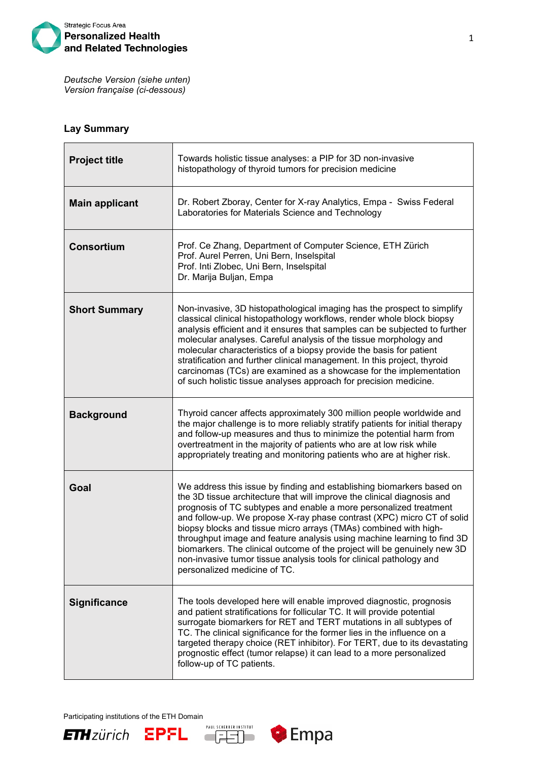Strategic Focus Area
**Personalized Health and Related Technologies**

*Deutsche Version (siehe unten)*
*Version française (ci-dessous)*

## Lay Summary

| | |
|---|---|
| **Project title** | Towards holistic tissue analyses: a PIP for 3D non-invasive histopathology of thyroid tumors for precision medicine |
| **Main applicant** | Dr. Robert Zboray, Center for X-ray Analytics, Empa - Swiss Federal Laboratories for Materials Science and Technology |
| **Consortium** | Prof. Ce Zhang, Department of Computer Science, ETH Zürich<br>Prof. Aurel Perren, Uni Bern, Inselspital<br>Prof. Inti Zlobec, Uni Bern, Inselspital<br>Dr. Marija Buljan, Empa |
| **Short Summary** | Non-invasive, 3D histopathological imaging has the prospect to simplify classical clinical histopathology workflows, render whole block biopsy analysis efficient and it ensures that samples can be subjected to further molecular analyses. Careful analysis of the tissue morphology and molecular characteristics of a biopsy provide the basis for patient stratification and further clinical management. In this project, thyroid carcinomas (TCs) are examined as a showcase for the implementation of such holistic tissue analyses approach for precision medicine. |
| **Background** | Thyroid cancer affects approximately 300 million people worldwide and the major challenge is to more reliably stratify patients for initial therapy and follow-up measures and thus to minimize the potential harm from overtreatment in the majority of patients who are at low risk while appropriately treating and monitoring patients who are at higher risk. |
| **Goal** | We address this issue by finding and establishing biomarkers based on the 3D tissue architecture that will improve the clinical diagnosis and prognosis of TC subtypes and enable a more personalized treatment and follow-up. We propose X-ray phase contrast (XPC) micro CT of solid biopsy blocks and tissue micro arrays (TMAs) combined with high-throughput image and feature analysis using machine learning to find 3D biomarkers. The clinical outcome of the project will be genuinely new 3D non-invasive tumor tissue analysis tools for clinical pathology and personalized medicine of TC. |
| **Significance** | The tools developed here will enable improved diagnostic, prognosis and patient stratifications for follicular TC. It will provide potential surrogate biomarkers for RET and TERT mutations in all subtypes of TC. The clinical significance for the former lies in the influence on a targeted therapy choice (RET inhibitor). For TERT, due to its devastating prognostic effect (tumor relapse) it can lead to a more personalized follow-up of TC patients. |

Participating institutions of the ETH Domain

ETH zürich EPFL PAUL SCHERRER INSTITUT PSI Empa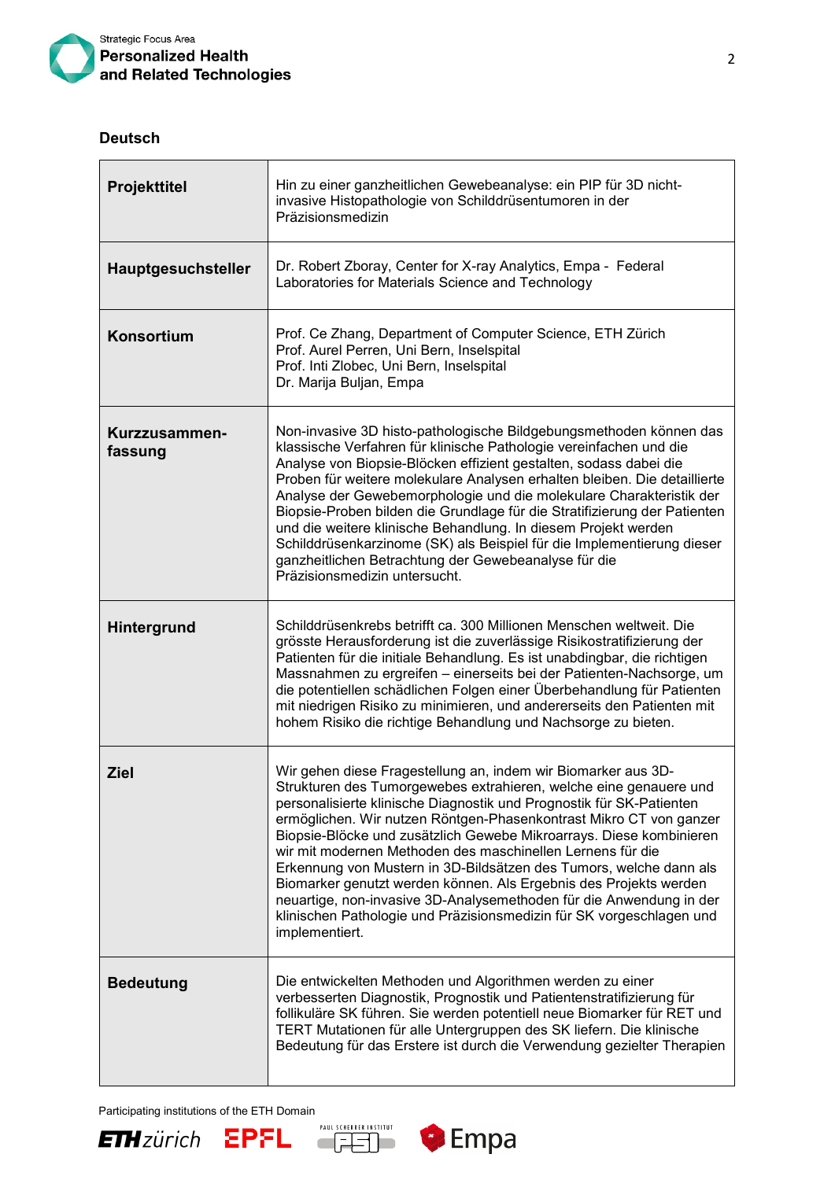**Deutsch**

| | |
|---|---|
| **Projekttitel** | Hin zu einer ganzheitlichen Gewebeanalyse: ein PIP für 3D nicht-invasive Histopathologie von Schilddrüsentumoren in der Präzisionsmedizin |
| **Hauptgesuchsteller** | Dr. Robert Zboray, Center for X-ray Analytics, Empa - Federal Laboratories for Materials Science and Technology |
| **Konsortium** | Prof. Ce Zhang, Department of Computer Science, ETH Zürich<br>Prof. Aurel Perren, Uni Bern, Inselspital<br>Prof. Inti Zlobec, Uni Bern, Inselspital<br>Dr. Marija Buljan, Empa |
| **Kurzzusammen-fassung** | Non-invasive 3D histo-pathologische Bildgebungsmethoden können das klassische Verfahren für klinische Pathologie vereinfachen und die Analyse von Biopsie-Blöcken effizient gestalten, sodass dabei die Proben für weitere molekulare Analysen erhalten bleiben. Die detaillierte Analyse der Gewebemorphologie und die molekulare Charakteristik der Biopsie-Proben bilden die Grundlage für die Stratifizierung der Patienten und die weitere klinische Behandlung. In diesem Projekt werden Schilddrüsenkarzinome (SK) als Beispiel für die Implementierung dieser ganzheitlichen Betrachtung der Gewebeanalyse für die Präzisionsmedizin untersucht. |
| **Hintergrund** | Schilddrüsenkrebs betrifft ca. 300 Millionen Menschen weltweit. Die grösste Herausforderung ist die zuverlässige Risikostratifizierung der Patienten für die initiale Behandlung. Es ist unabdingbar, die richtigen Massnahmen zu ergreifen – einerseits bei der Patienten-Nachsorge, um die potentiellen schädlichen Folgen einer Überbehandlung für Patienten mit niedrigen Risiko zu minimieren, und andererseits den Patienten mit hohem Risiko die richtige Behandlung und Nachsorge zu bieten. |
| **Ziel** | Wir gehen diese Fragestellung an, indem wir Biomarker aus 3D-Strukturen des Tumorgewebes extrahieren, welche eine genauere und personalisierte klinische Diagnostik und Prognostik für SK-Patienten ermöglichen. Wir nutzen Röntgen-Phasenkontrast Mikro CT von ganzer Biopsie-Blöcke und zusätzlich Gewebe Mikroarrays. Diese kombinieren wir mit modernen Methoden des maschinellen Lernens für die Erkennung von Mustern in 3D-Bildsätzen des Tumors, welche dann als Biomarker genutzt werden können. Als Ergebnis des Projekts werden neuartige, non-invasive 3D-Analysemethoden für die Anwendung in der klinischen Pathologie und Präzisionsmedizin für SK vorgeschlagen und implementiert. |
| **Bedeutung** | Die entwickelten Methoden und Algorithmen werden zu einer verbesserten Diagnostik, Prognostik und Patientenstratifizierung für follikuläre SK führen. Sie werden potentiell neue Biomarker für RET und TERT Mutationen für alle Untergruppen des SK liefern. Die klinische Bedeutung für das Erstere ist durch die Verwendung gezielter Therapien |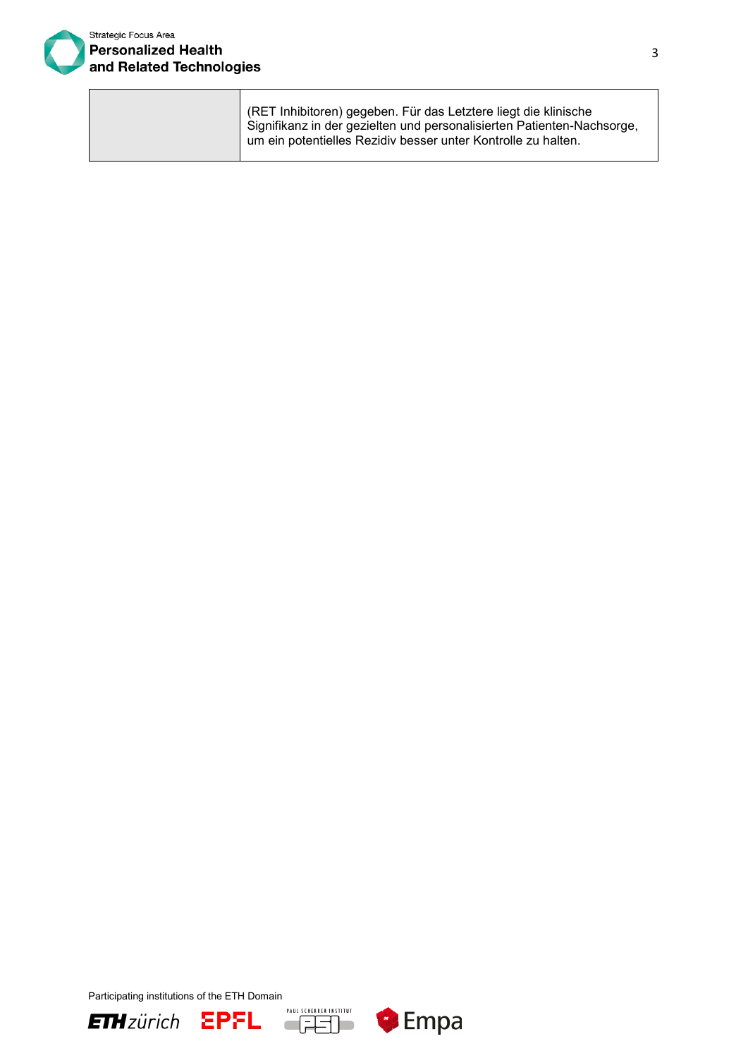| | |
|---|---|
| | (RET Inhibitoren) gegeben. Für das Letztere liegt die klinische Signifikanz in der gezielten und personalisierten Patienten-Nachsorge, um ein potentielles Rezidiv besser unter Kontrolle zu halten. |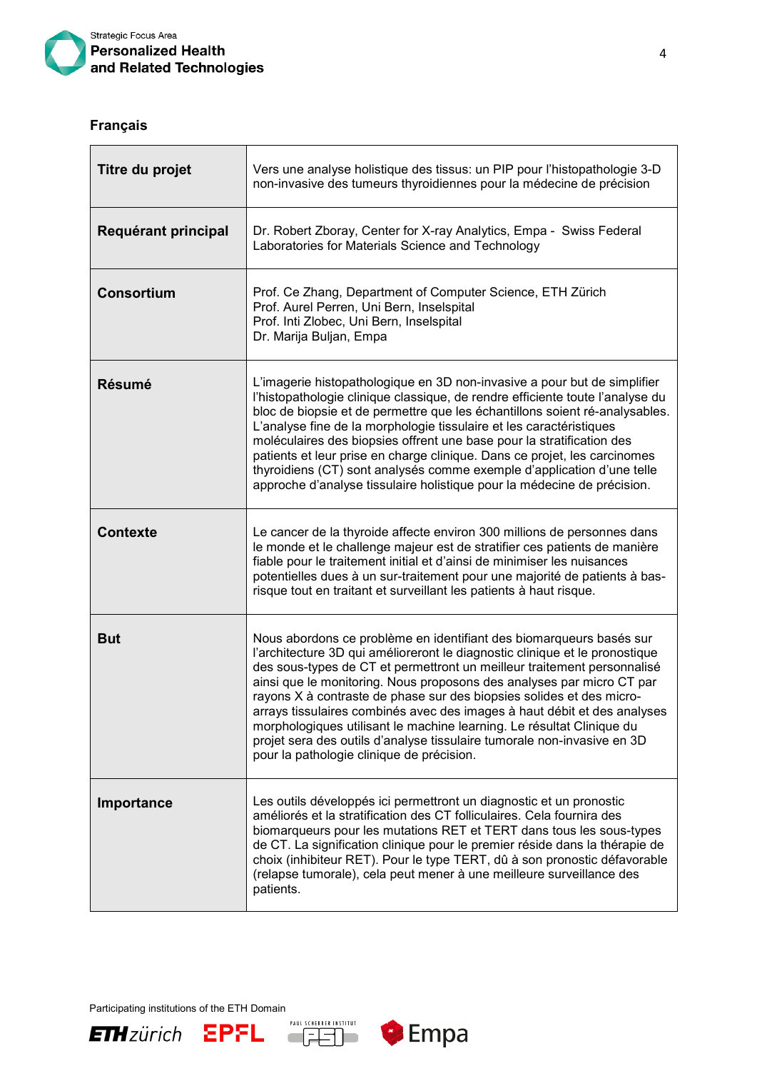**Français**

| | |
|---|---|
| **Titre du projet** | Vers une analyse holistique des tissus: un PIP pour l'histopathologie 3-D non-invasive des tumeurs thyroidiennes pour la médecine de précision |
| **Requérant principal** | Dr. Robert Zboray, Center for X-ray Analytics, Empa - Swiss Federal Laboratories for Materials Science and Technology |
| **Consortium** | Prof. Ce Zhang, Department of Computer Science, ETH Zürich<br>Prof. Aurel Perren, Uni Bern, Inselspital<br>Prof. Inti Zlobec, Uni Bern, Inselspital<br>Dr. Marija Buljan, Empa |
| **Résumé** | L'imagerie histopathologique en 3D non-invasive a pour but de simplifier l'histopathologie clinique classique, de rendre efficiente toute l'analyse du bloc de biopsie et de permettre que les échantillons soient ré-analysables. L'analyse fine de la morphologie tissulaire et les caractéristiques moléculaires des biopsies offrent une base pour la stratification des patients et leur prise en charge clinique. Dans ce projet, les carcinomes thyroidiens (CT) sont analysés comme exemple d'application d'une telle approche d'analyse tissulaire holistique pour la médecine de précision. |
| **Contexte** | Le cancer de la thyroide affecte environ 300 millions de personnes dans le monde et le challenge majeur est de stratifier ces patients de manière fiable pour le traitement initial et d'ainsi de minimiser les nuisances potentielles dues à un sur-traitement pour une majorité de patients à bas-risque tout en traitant et surveillant les patients à haut risque. |
| **But** | Nous abordons ce problème en identifiant des biomarqueurs basés sur l'architecture 3D qui amélioreront le diagnostic clinique et le pronostique des sous-types de CT et permettront un meilleur traitement personnalisé ainsi que le monitoring. Nous proposons des analyses par micro CT par rayons X à contraste de phase sur des biopsies solides et des micro-arrays tissulaires combinés avec des images à haut débit et des analyses morphologiques utilisant le machine learning. Le résultat Clinique du projet sera des outils d'analyse tissulaire tumorale non-invasive en 3D pour la pathologie clinique de précision. |
| **Importance** | Les outils développés ici permettront un diagnostic et un pronostic améliorés et la stratification des CT folliculaires. Cela fournira des biomarqueurs pour les mutations RET et TERT dans tous les sous-types de CT. La signification clinique pour le premier réside dans la thérapie de choix (inhibiteur RET). Pour le type TERT, dû à son pronostic défavorable (relapse tumorale), cela peut mener à une meilleure surveillance des patients. |